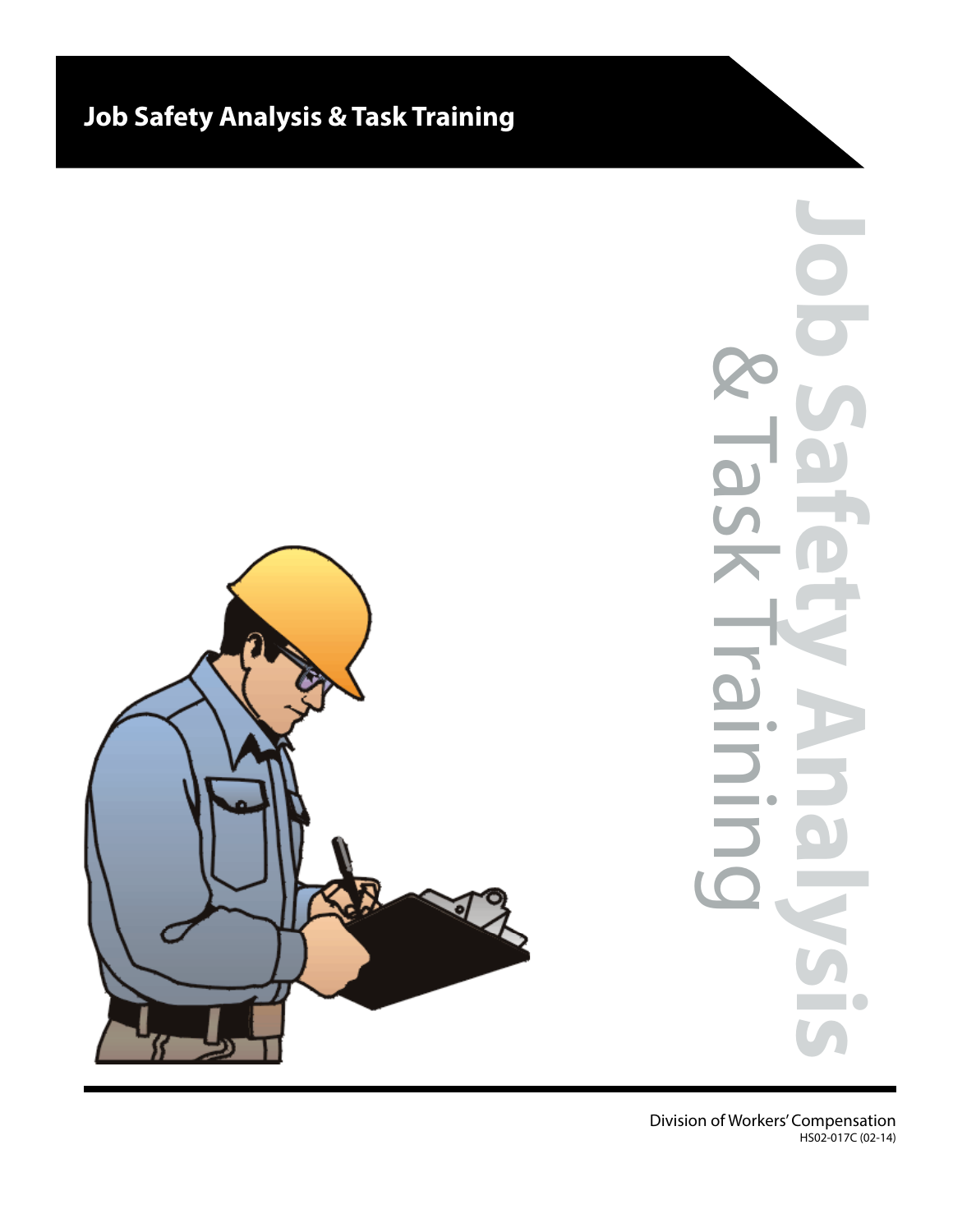# Job Safety Analysis & Task Training

**Job Safety Analysis**
& Task Training

Division of Workers' Compensation
HS02-017C (02-14)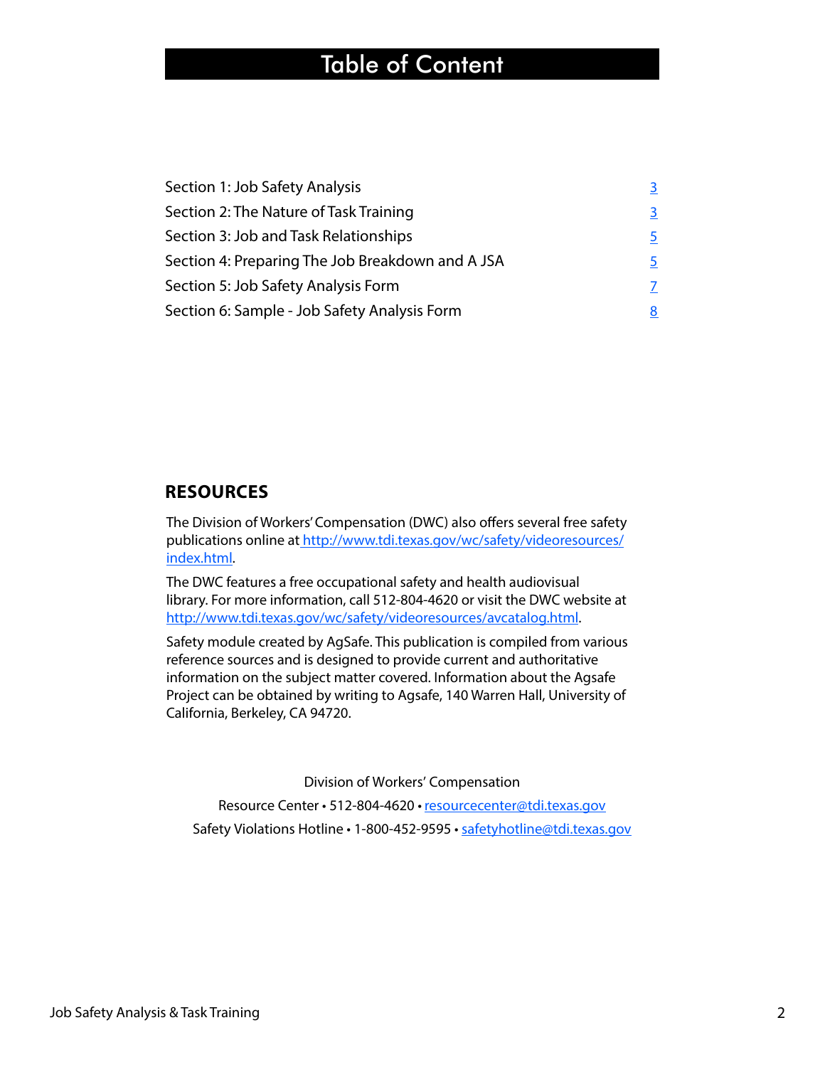# Table of Content

| | |
|---|---|
| Section 1: Job Safety Analysis | 3 |
| Section 2: The Nature of Task Training | 3 |
| Section 3: Job and Task Relationships | 5 |
| Section 4: Preparing The Job Breakdown and A JSA | 5 |
| Section 5: Job Safety Analysis Form | 7 |
| Section 6: Sample - Job Safety Analysis Form | 8 |

## RESOURCES

The Division of Workers' Compensation (DWC) also offers several free safety publications online at http://www.tdi.texas.gov/wc/safety/videoresources/index.html.

The DWC features a free occupational safety and health audiovisual library. For more information, call 512-804-4620 or visit the DWC website at http://www.tdi.texas.gov/wc/safety/videoresources/avcatalog.html.

Safety module created by AgSafe. This publication is compiled from various reference sources and is designed to provide current and authoritative information on the subject matter covered. Information about the Agsafe Project can be obtained by writing to Agsafe, 140 Warren Hall, University of California, Berkeley, CA 94720.

Division of Workers' Compensation

Resource Center • 512-804-4620 • resourcecenter@tdi.texas.gov

Safety Violations Hotline • 1-800-452-9595 • safetyhotline@tdi.texas.gov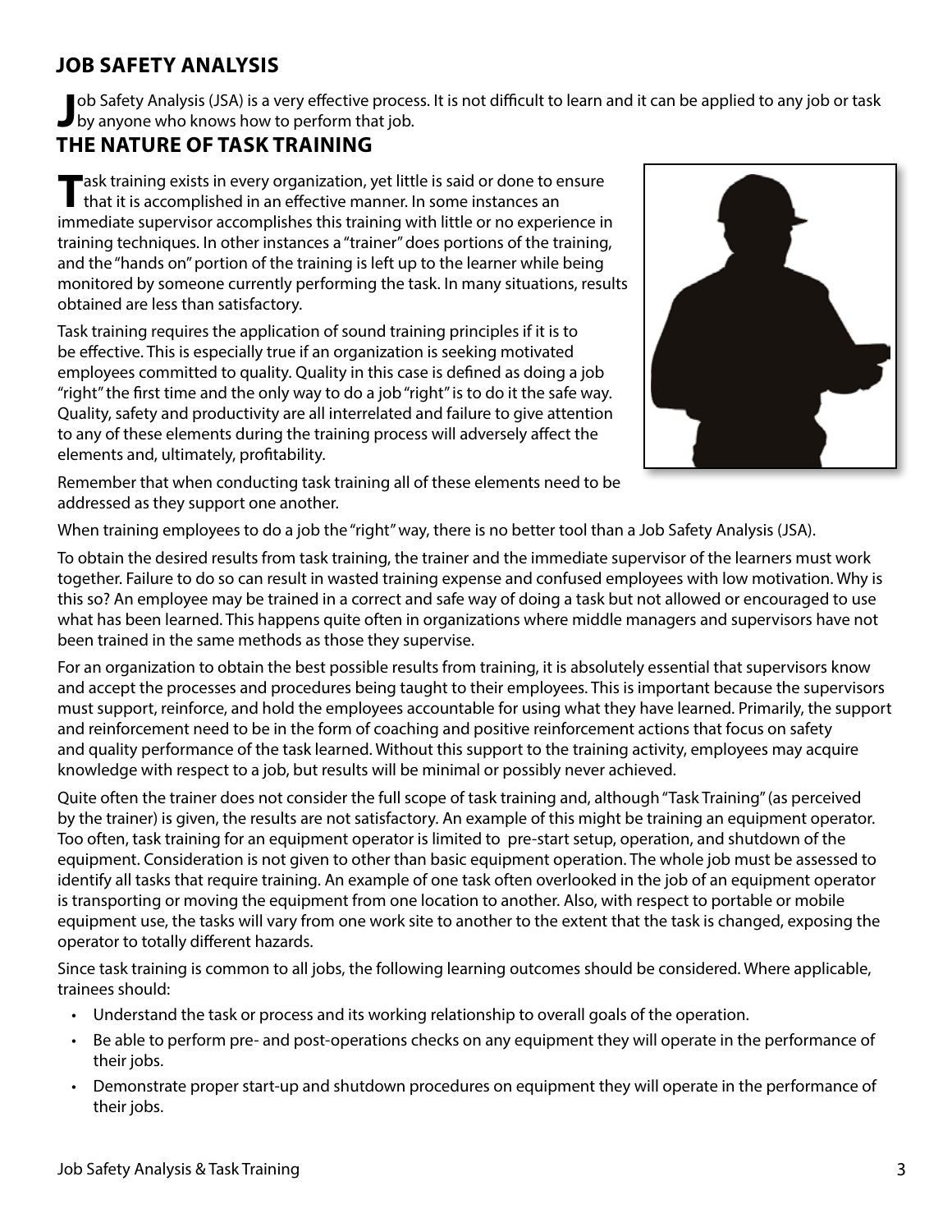## JOB SAFETY ANALYSIS

Job Safety Analysis (JSA) is a very effective process. It is not difficult to learn and it can be applied to any job or task by anyone who knows how to perform that job.

## THE NATURE OF TASK TRAINING

Task training exists in every organization, yet little is said or done to ensure that it is accomplished in an effective manner. In some instances an immediate supervisor accomplishes this training with little or no experience in training techniques. In other instances a "trainer" does portions of the training, and the "hands on" portion of the training is left up to the learner while being monitored by someone currently performing the task. In many situations, results obtained are less than satisfactory.

Task training requires the application of sound training principles if it is to be effective. This is especially true if an organization is seeking motivated employees committed to quality. Quality in this case is defined as doing a job "right" the first time and the only way to do a job "right" is to do it the safe way. Quality, safety and productivity are all interrelated and failure to give attention to any of these elements during the training process will adversely affect the elements and, ultimately, profitability.

Remember that when conducting task training all of these elements need to be addressed as they support one another.

When training employees to do a job the "right" way, there is no better tool than a Job Safety Analysis (JSA).

To obtain the desired results from task training, the trainer and the immediate supervisor of the learners must work together. Failure to do so can result in wasted training expense and confused employees with low motivation. Why is this so? An employee may be trained in a correct and safe way of doing a task but not allowed or encouraged to use what has been learned. This happens quite often in organizations where middle managers and supervisors have not been trained in the same methods as those they supervise.

For an organization to obtain the best possible results from training, it is absolutely essential that supervisors know and accept the processes and procedures being taught to their employees. This is important because the supervisors must support, reinforce, and hold the employees accountable for using what they have learned. Primarily, the support and reinforcement need to be in the form of coaching and positive reinforcement actions that focus on safety and quality performance of the task learned. Without this support to the training activity, employees may acquire knowledge with respect to a job, but results will be minimal or possibly never achieved.

Quite often the trainer does not consider the full scope of task training and, although "Task Training" (as perceived by the trainer) is given, the results are not satisfactory. An example of this might be training an equipment operator. Too often, task training for an equipment operator is limited to pre-start setup, operation, and shutdown of the equipment. Consideration is not given to other than basic equipment operation. The whole job must be assessed to identify all tasks that require training. An example of one task often overlooked in the job of an equipment operator is transporting or moving the equipment from one location to another. Also, with respect to portable or mobile equipment use, the tasks will vary from one work site to another to the extent that the task is changed, exposing the operator to totally different hazards.

Since task training is common to all jobs, the following learning outcomes should be considered. Where applicable, trainees should:

- Understand the task or process and its working relationship to overall goals of the operation.
- Be able to perform pre- and post-operations checks on any equipment they will operate in the performance of their jobs.
- Demonstrate proper start-up and shutdown procedures on equipment they will operate in the performance of their jobs.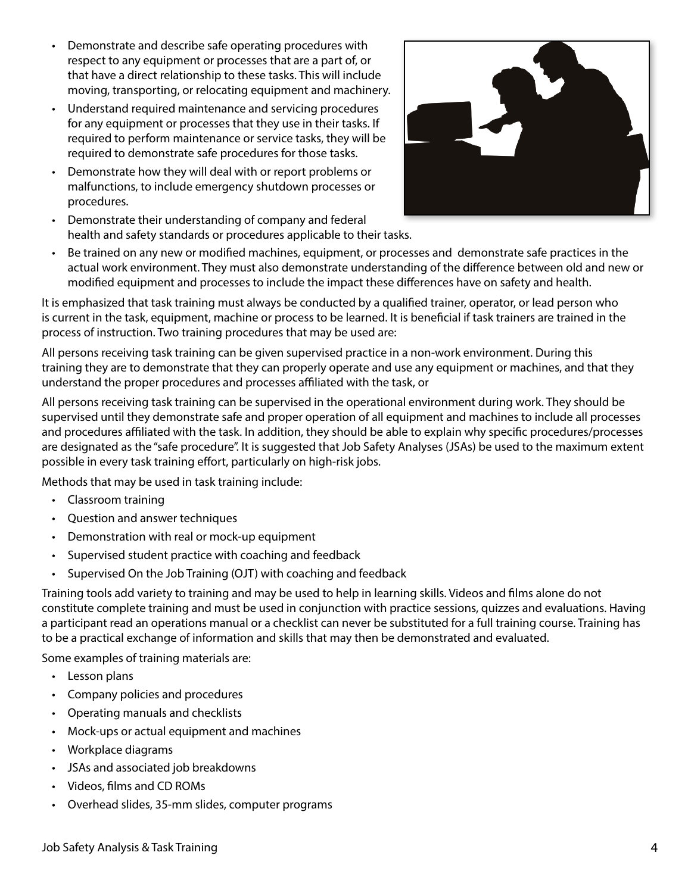- Demonstrate and describe safe operating procedures with respect to any equipment or processes that are a part of, or that have a direct relationship to these tasks. This will include moving, transporting, or relocating equipment and machinery.
- Understand required maintenance and servicing procedures for any equipment or processes that they use in their tasks. If required to perform maintenance or service tasks, they will be required to demonstrate safe procedures for those tasks.
- Demonstrate how they will deal with or report problems or malfunctions, to include emergency shutdown processes or procedures.
- Demonstrate their understanding of company and federal health and safety standards or procedures applicable to their tasks.
- Be trained on any new or modified machines, equipment, or processes and demonstrate safe practices in the actual work environment. They must also demonstrate understanding of the difference between old and new or modified equipment and processes to include the impact these differences have on safety and health.

It is emphasized that task training must always be conducted by a qualified trainer, operator, or lead person who is current in the task, equipment, machine or process to be learned. It is beneficial if task trainers are trained in the process of instruction. Two training procedures that may be used are:

All persons receiving task training can be given supervised practice in a non-work environment. During this training they are to demonstrate that they can properly operate and use any equipment or machines, and that they understand the proper procedures and processes affiliated with the task, or

All persons receiving task training can be supervised in the operational environment during work. They should be supervised until they demonstrate safe and proper operation of all equipment and machines to include all processes and procedures affiliated with the task. In addition, they should be able to explain why specific procedures/processes are designated as the "safe procedure". It is suggested that Job Safety Analyses (JSAs) be used to the maximum extent possible in every task training effort, particularly on high-risk jobs.

Methods that may be used in task training include:

- Classroom training
- Question and answer techniques
- Demonstration with real or mock-up equipment
- Supervised student practice with coaching and feedback
- Supervised On the Job Training (OJT) with coaching and feedback

Training tools add variety to training and may be used to help in learning skills. Videos and films alone do not constitute complete training and must be used in conjunction with practice sessions, quizzes and evaluations. Having a participant read an operations manual or a checklist can never be substituted for a full training course. Training has to be a practical exchange of information and skills that may then be demonstrated and evaluated.

Some examples of training materials are:

- Lesson plans
- Company policies and procedures
- Operating manuals and checklists
- Mock-ups or actual equipment and machines
- Workplace diagrams
- JSAs and associated job breakdowns
- Videos, films and CD ROMs
- Overhead slides, 35-mm slides, computer programs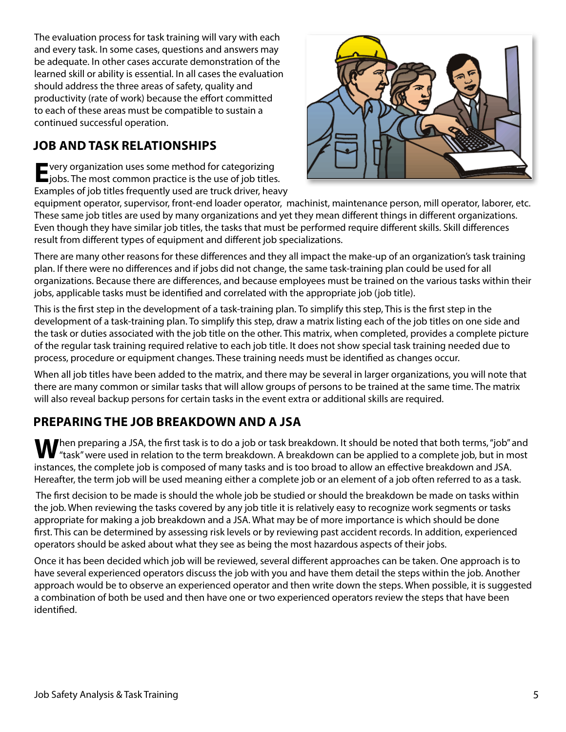The evaluation process for task training will vary with each and every task. In some cases, questions and answers may be adequate. In other cases accurate demonstration of the learned skill or ability is essential. In all cases the evaluation should address the three areas of safety, quality and productivity (rate of work) because the effort committed to each of these areas must be compatible to sustain a continued successful operation.

## JOB AND TASK RELATIONSHIPS

Every organization uses some method for categorizing jobs. The most common practice is the use of job titles. Examples of job titles frequently used are truck driver, heavy equipment operator, supervisor, front-end loader operator, machinist, maintenance person, mill operator, laborer, etc. These same job titles are used by many organizations and yet they mean different things in different organizations. Even though they have similar job titles, the tasks that must be performed require different skills. Skill differences result from different types of equipment and different job specializations.

There are many other reasons for these differences and they all impact the make-up of an organization's task training plan. If there were no differences and if jobs did not change, the same task-training plan could be used for all organizations. Because there are differences, and because employees must be trained on the various tasks within their jobs, applicable tasks must be identified and correlated with the appropriate job (job title).

This is the first step in the development of a task-training plan. To simplify this step, This is the first step in the development of a task-training plan. To simplify this step, draw a matrix listing each of the job titles on one side and the task or duties associated with the job title on the other. This matrix, when completed, provides a complete picture of the regular task training required relative to each job title. It does not show special task training needed due to process, procedure or equipment changes. These training needs must be identified as changes occur.

When all job titles have been added to the matrix, and there may be several in larger organizations, you will note that there are many common or similar tasks that will allow groups of persons to be trained at the same time. The matrix will also reveal backup persons for certain tasks in the event extra or additional skills are required.

## PREPARING THE JOB BREAKDOWN AND A JSA

When preparing a JSA, the first task is to do a job or task breakdown. It should be noted that both terms, "job" and "task" were used in relation to the term breakdown. A breakdown can be applied to a complete job, but in most instances, the complete job is composed of many tasks and is too broad to allow an effective breakdown and JSA. Hereafter, the term job will be used meaning either a complete job or an element of a job often referred to as a task.

The first decision to be made is should the whole job be studied or should the breakdown be made on tasks within the job. When reviewing the tasks covered by any job title it is relatively easy to recognize work segments or tasks appropriate for making a job breakdown and a JSA. What may be of more importance is which should be done first. This can be determined by assessing risk levels or by reviewing past accident records. In addition, experienced operators should be asked about what they see as being the most hazardous aspects of their jobs.

Once it has been decided which job will be reviewed, several different approaches can be taken. One approach is to have several experienced operators discuss the job with you and have them detail the steps within the job. Another approach would be to observe an experienced operator and then write down the steps. When possible, it is suggested a combination of both be used and then have one or two experienced operators review the steps that have been identified.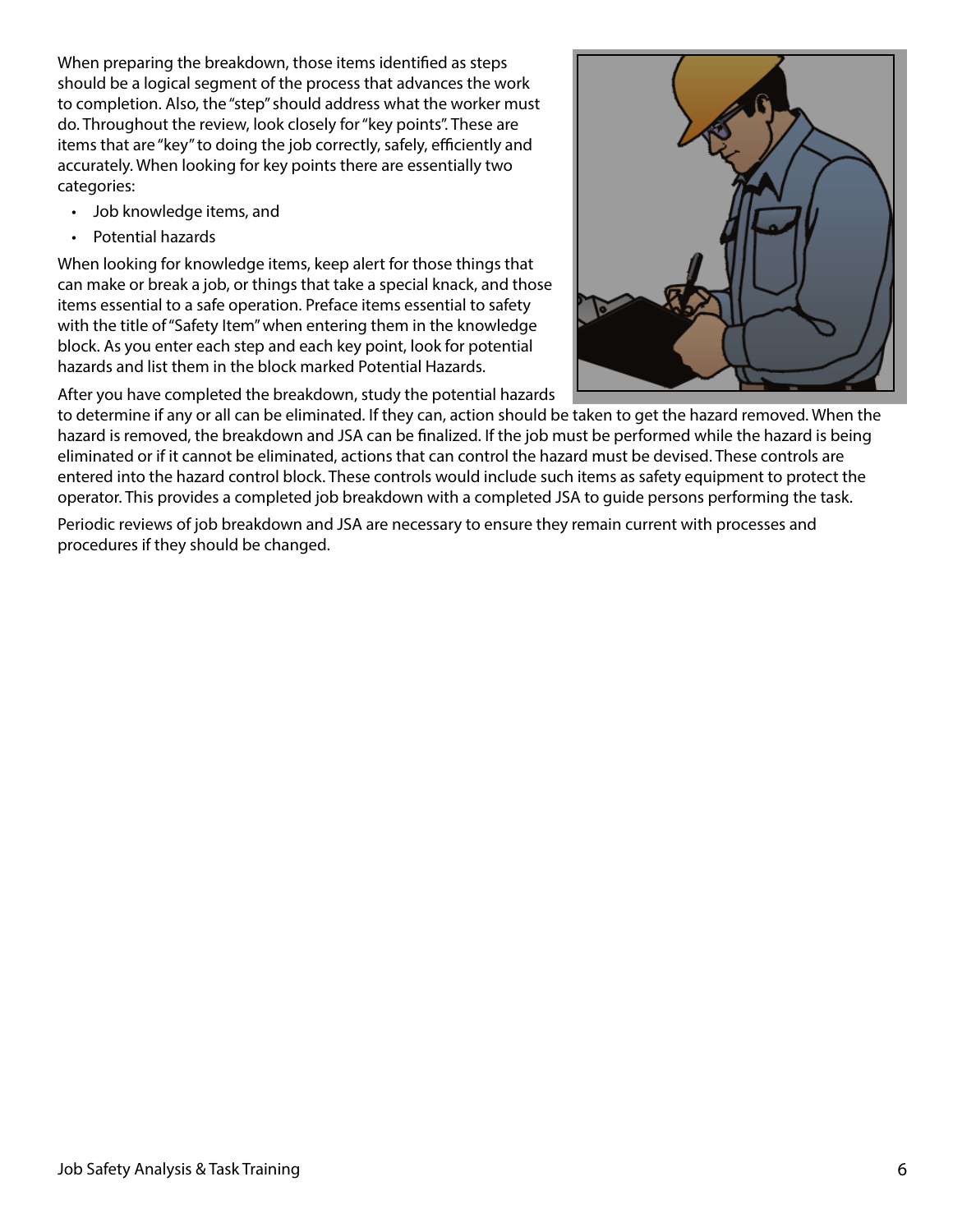When preparing the breakdown, those items identified as steps should be a logical segment of the process that advances the work to completion. Also, the "step" should address what the worker must do. Throughout the review, look closely for "key points". These are items that are "key" to doing the job correctly, safely, efficiently and accurately. When looking for key points there are essentially two categories:

- Job knowledge items, and
- Potential hazards

When looking for knowledge items, keep alert for those things that can make or break a job, or things that take a special knack, and those items essential to a safe operation. Preface items essential to safety with the title of "Safety Item" when entering them in the knowledge block. As you enter each step and each key point, look for potential hazards and list them in the block marked Potential Hazards.

After you have completed the breakdown, study the potential hazards to determine if any or all can be eliminated. If they can, action should be taken to get the hazard removed. When the hazard is removed, the breakdown and JSA can be finalized. If the job must be performed while the hazard is being eliminated or if it cannot be eliminated, actions that can control the hazard must be devised. These controls are entered into the hazard control block. These controls would include such items as safety equipment to protect the operator. This provides a completed job breakdown with a completed JSA to guide persons performing the task.

Periodic reviews of job breakdown and JSA are necessary to ensure they remain current with processes and procedures if they should be changed.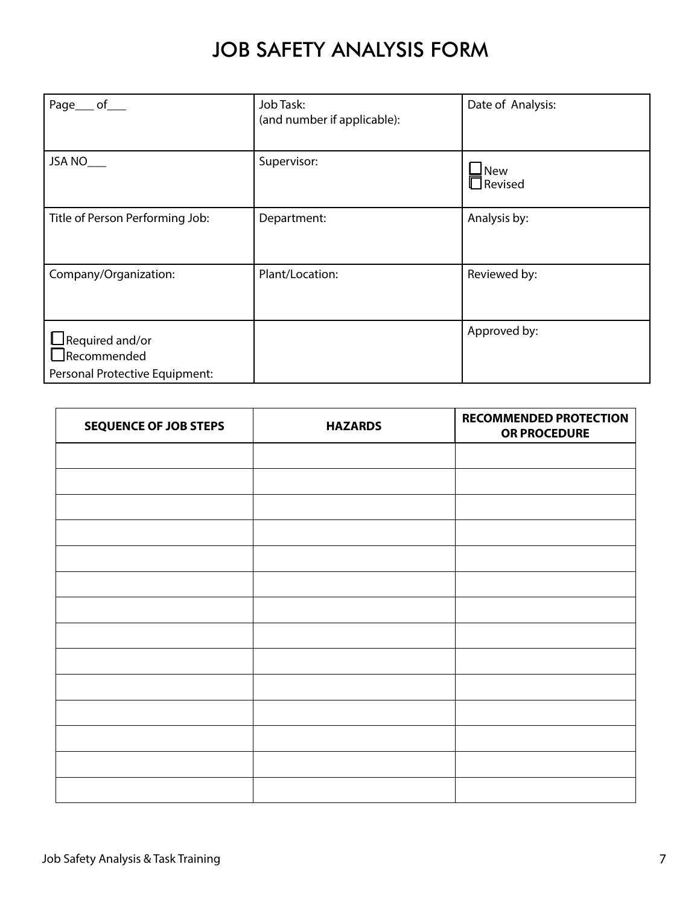# JOB SAFETY ANALYSIS FORM

| | | |
|---|---|---|
| Page___ of___ | Job Task:<br>(and number if applicable): | Date of Analysis: |
| JSA NO___ | Supervisor: | ☐ New<br>☐ Revised |
| Title of Person Performing Job: | Department: | Analysis by: |
| Company/Organization: | Plant/Location: | Reviewed by: |
| ☐ Required and/or<br>☐ Recommended<br>Personal Protective Equipment: | | Approved by: |

| SEQUENCE OF JOB STEPS | HAZARDS | RECOMMENDED PROTECTION OR PROCEDURE |
|---|---|---|
| | | |
| | | |
| | | |
| | | |
| | | |
| | | |
| | | |
| | | |
| | | |
| | | |
| | | |
| | | |
| | | |
| | | |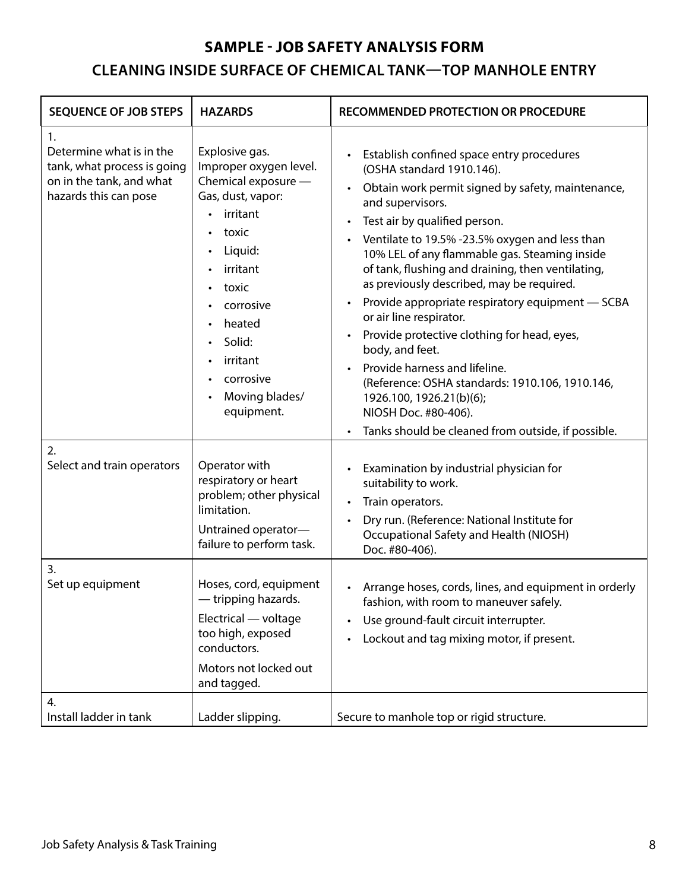## SAMPLE - JOB SAFETY ANALYSIS FORM

## CLEANING INSIDE SURFACE OF CHEMICAL TANK—TOP MANHOLE ENTRY

| SEQUENCE OF JOB STEPS | HAZARDS | RECOMMENDED PROTECTION OR PROCEDURE |
|---|---|---|
| 1.<br>Determine what is in the tank, what process is going on in the tank, and what hazards this can pose | Explosive gas.<br>Improper oxygen level.<br>Chemical exposure — Gas, dust, vapor:<br>• irritant<br>• toxic<br>• Liquid:<br>• irritant<br>• toxic<br>• corrosive<br>• heated<br>• Solid:<br>• irritant<br>• corrosive<br>• Moving blades/ equipment. | • Establish confined space entry procedures (OSHA standard 1910.146).<br>• Obtain work permit signed by safety, maintenance, and supervisors.<br>• Test air by qualified person.<br>• Ventilate to 19.5% -23.5% oxygen and less than 10% LEL of any flammable gas. Steaming inside of tank, flushing and draining, then ventilating, as previously described, may be required.<br>• Provide appropriate respiratory equipment — SCBA or air line respirator.<br>• Provide protective clothing for head, eyes, body, and feet.<br>• Provide harness and lifeline. (Reference: OSHA standards: 1910.106, 1910.146, 1926.100, 1926.21(b)(6); NIOSH Doc. #80-406).<br>• Tanks should be cleaned from outside, if possible. |
| 2.<br>Select and train operators | Operator with respiratory or heart problem; other physical limitation.<br>Untrained operator—failure to perform task. | • Examination by industrial physician for suitability to work.<br>• Train operators.<br>• Dry run. (Reference: National Institute for Occupational Safety and Health (NIOSH) Doc. #80-406). |
| 3.<br>Set up equipment | Hoses, cord, equipment — tripping hazards.<br>Electrical — voltage too high, exposed conductors.<br>Motors not locked out and tagged. | • Arrange hoses, cords, lines, and equipment in orderly fashion, with room to maneuver safely.<br>• Use ground-fault circuit interrupter.<br>• Lockout and tag mixing motor, if present. |
| 4.<br>Install ladder in tank | Ladder slipping. | Secure to manhole top or rigid structure. |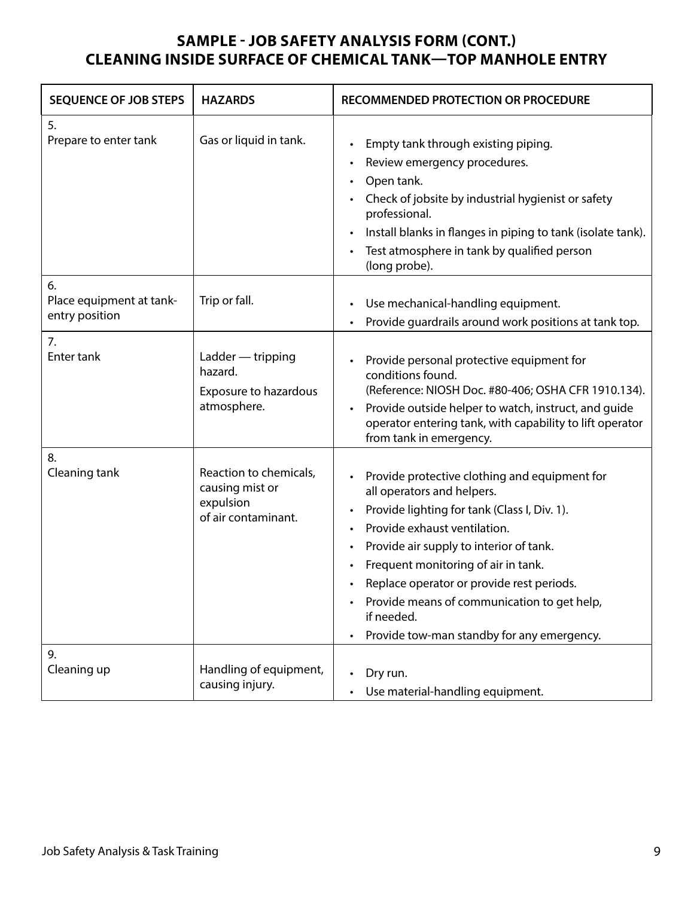## SAMPLE - JOB SAFETY ANALYSIS FORM (CONT.)
## CLEANING INSIDE SURFACE OF CHEMICAL TANK—TOP MANHOLE ENTRY

| SEQUENCE OF JOB STEPS | HAZARDS | RECOMMENDED PROTECTION OR PROCEDURE |
|---|---|---|
| 5.<br>Prepare to enter tank | Gas or liquid in tank. | • Empty tank through existing piping.<br>• Review emergency procedures.<br>• Open tank.<br>• Check of jobsite by industrial hygienist or safety professional.<br>• Install blanks in flanges in piping to tank (isolate tank).<br>• Test atmosphere in tank by qualified person (long probe). |
| 6.<br>Place equipment at tank-entry position | Trip or fall. | • Use mechanical-handling equipment.<br>• Provide guardrails around work positions at tank top. |
| 7.<br>Enter tank | Ladder — tripping hazard.<br>Exposure to hazardous atmosphere. | • Provide personal protective equipment for conditions found. (Reference: NIOSH Doc. #80-406; OSHA CFR 1910.134).<br>• Provide outside helper to watch, instruct, and guide operator entering tank, with capability to lift operator from tank in emergency. |
| 8.<br>Cleaning tank | Reaction to chemicals, causing mist or expulsion of air contaminant. | • Provide protective clothing and equipment for all operators and helpers.<br>• Provide lighting for tank (Class I, Div. 1).<br>• Provide exhaust ventilation.<br>• Provide air supply to interior of tank.<br>• Frequent monitoring of air in tank.<br>• Replace operator or provide rest periods.<br>• Provide means of communication to get help, if needed.<br>• Provide tow-man standby for any emergency. |
| 9.<br>Cleaning up | Handling of equipment, causing injury. | • Dry run.<br>• Use material-handling equipment. |